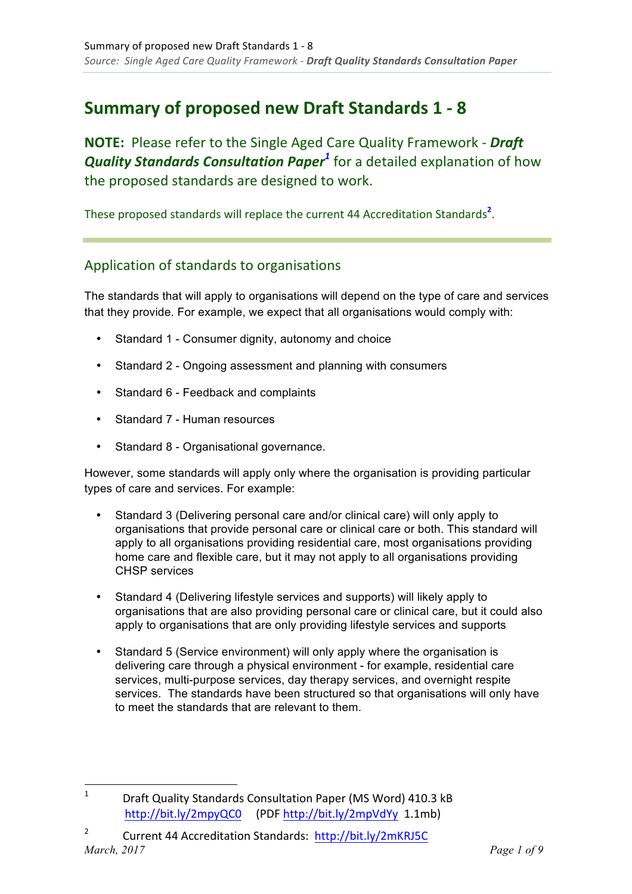# Summary of proposed new Draft Standards 1 - 8

**NOTE:** Please refer to the Single Aged Care Quality Framework - ***Draft Quality Standards Consultation Paper***[1] for a detailed explanation of how the proposed standards are designed to work.

These proposed standards will replace the current 44 Accreditation Standards[2].

## Application of standards to organisations

The standards that will apply to organisations will depend on the type of care and services that they provide. For example, we expect that all organisations would comply with:

- Standard 1 - Consumer dignity, autonomy and choice
- Standard 2 - Ongoing assessment and planning with consumers
- Standard 6 - Feedback and complaints
- Standard 7 - Human resources
- Standard 8 - Organisational governance.

However, some standards will apply only where the organisation is providing particular types of care and services. For example:

- Standard 3 (Delivering personal care and/or clinical care) will only apply to organisations that provide personal care or clinical care or both. This standard will apply to all organisations providing residential care, most organisations providing home care and flexible care, but it may not apply to all organisations providing CHSP services
- Standard 4 (Delivering lifestyle services and supports) will likely apply to organisations that are also providing personal care or clinical care, but it could also apply to organisations that are only providing lifestyle services and supports
- Standard 5 (Service environment) will only apply where the organisation is delivering care through a physical environment - for example, residential care services, multi-purpose services, day therapy services, and overnight respite services. The standards have been structured so that organisations will only have to meet the standards that are relevant to them.

---

1 Draft Quality Standards Consultation Paper (MS Word) 410.3 kB http://bit.ly/2mpyQC0 (PDF http://bit.ly/2mpVdYy 1.1mb)

2 Current 44 Accreditation Standards: http://bit.ly/2mKRJ5C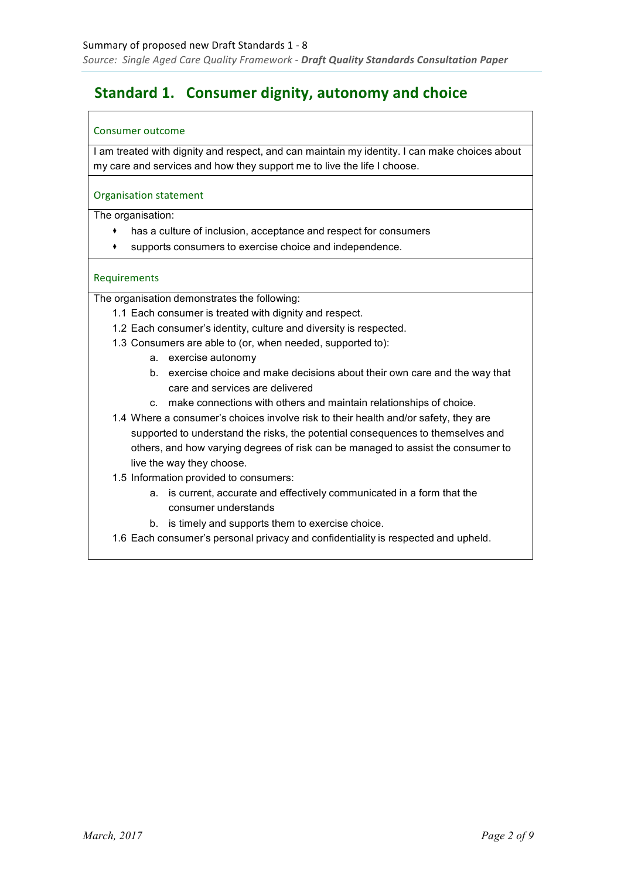## Standard 1. Consumer dignity, autonomy and choice

### Consumer outcome

I am treated with dignity and respect, and can maintain my identity. I can make choices about my care and services and how they support me to live the life I choose.

### Organisation statement

The organisation:

- has a culture of inclusion, acceptance and respect for consumers
- supports consumers to exercise choice and independence.

### Requirements

The organisation demonstrates the following:

1.1 Each consumer is treated with dignity and respect.

1.2 Each consumer's identity, culture and diversity is respected.

1.3 Consumers are able to (or, when needed, supported to):

  a. exercise autonomy

  b. exercise choice and make decisions about their own care and the way that care and services are delivered

  c. make connections with others and maintain relationships of choice.

1.4 Where a consumer's choices involve risk to their health and/or safety, they are supported to understand the risks, the potential consequences to themselves and others, and how varying degrees of risk can be managed to assist the consumer to live the way they choose.

1.5 Information provided to consumers:

  a. is current, accurate and effectively communicated in a form that the consumer understands

  b. is timely and supports them to exercise choice.

1.6 Each consumer's personal privacy and confidentiality is respected and upheld.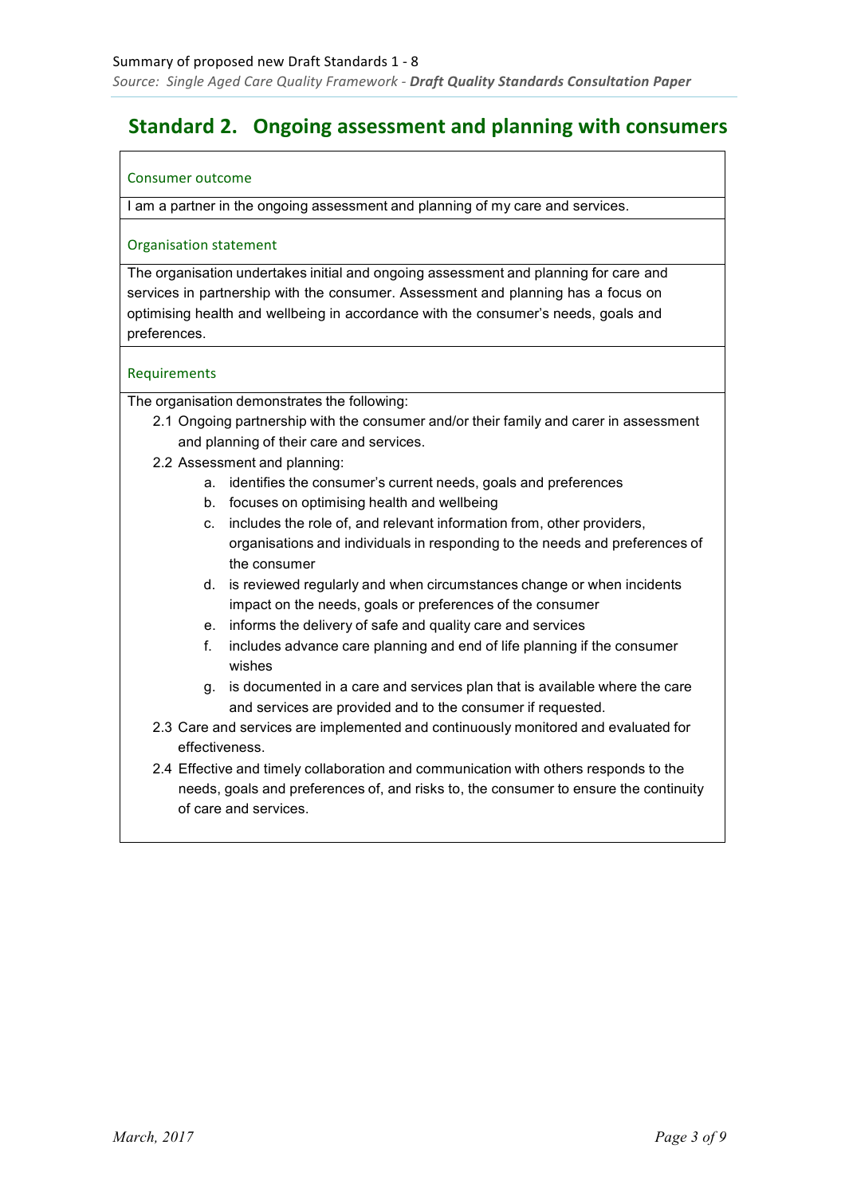## Standard 2. Ongoing assessment and planning with consumers

### Consumer outcome

I am a partner in the ongoing assessment and planning of my care and services.

### Organisation statement

The organisation undertakes initial and ongoing assessment and planning for care and services in partnership with the consumer. Assessment and planning has a focus on optimising health and wellbeing in accordance with the consumer's needs, goals and preferences.

### Requirements

The organisation demonstrates the following:

2.1 Ongoing partnership with the consumer and/or their family and carer in assessment and planning of their care and services.

2.2 Assessment and planning:

   a. identifies the consumer's current needs, goals and preferences
   b. focuses on optimising health and wellbeing
   c. includes the role of, and relevant information from, other providers, organisations and individuals in responding to the needs and preferences of the consumer
   d. is reviewed regularly and when circumstances change or when incidents impact on the needs, goals or preferences of the consumer
   e. informs the delivery of safe and quality care and services
   f. includes advance care planning and end of life planning if the consumer wishes
   g. is documented in a care and services plan that is available where the care and services are provided and to the consumer if requested.

2.3 Care and services are implemented and continuously monitored and evaluated for effectiveness.

2.4 Effective and timely collaboration and communication with others responds to the needs, goals and preferences of, and risks to, the consumer to ensure the continuity of care and services.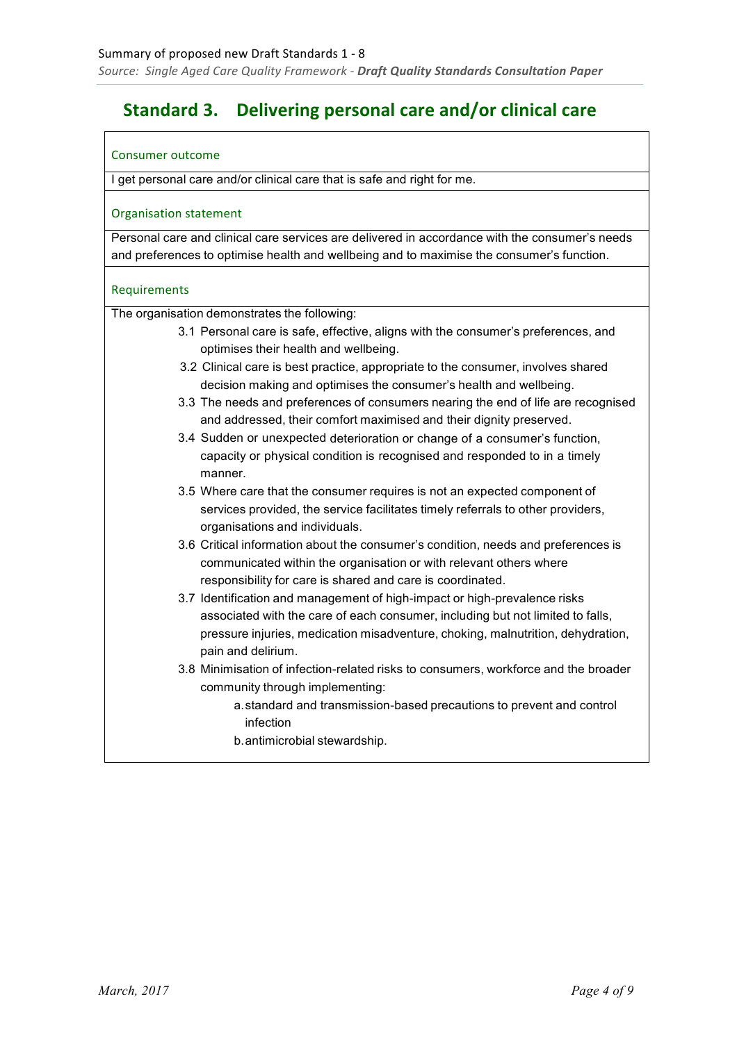# Standard 3. Delivering personal care and/or clinical care

### Consumer outcome

I get personal care and/or clinical care that is safe and right for me.

### Organisation statement

Personal care and clinical care services are delivered in accordance with the consumer's needs and preferences to optimise health and wellbeing and to maximise the consumer's function.

### Requirements

The organisation demonstrates the following:

- 3.1 Personal care is safe, effective, aligns with the consumer's preferences, and optimises their health and wellbeing.
- 3.2 Clinical care is best practice, appropriate to the consumer, involves shared decision making and optimises the consumer's health and wellbeing.
- 3.3 The needs and preferences of consumers nearing the end of life are recognised and addressed, their comfort maximised and their dignity preserved.
- 3.4 Sudden or unexpected deterioration or change of a consumer's function, capacity or physical condition is recognised and responded to in a timely manner.
- 3.5 Where care that the consumer requires is not an expected component of services provided, the service facilitates timely referrals to other providers, organisations and individuals.
- 3.6 Critical information about the consumer's condition, needs and preferences is communicated within the organisation or with relevant others where responsibility for care is shared and care is coordinated.
- 3.7 Identification and management of high-impact or high-prevalence risks associated with the care of each consumer, including but not limited to falls, pressure injuries, medication misadventure, choking, malnutrition, dehydration, pain and delirium.
- 3.8 Minimisation of infection-related risks to consumers, workforce and the broader community through implementing:
  - a. standard and transmission-based precautions to prevent and control infection
  - b. antimicrobial stewardship.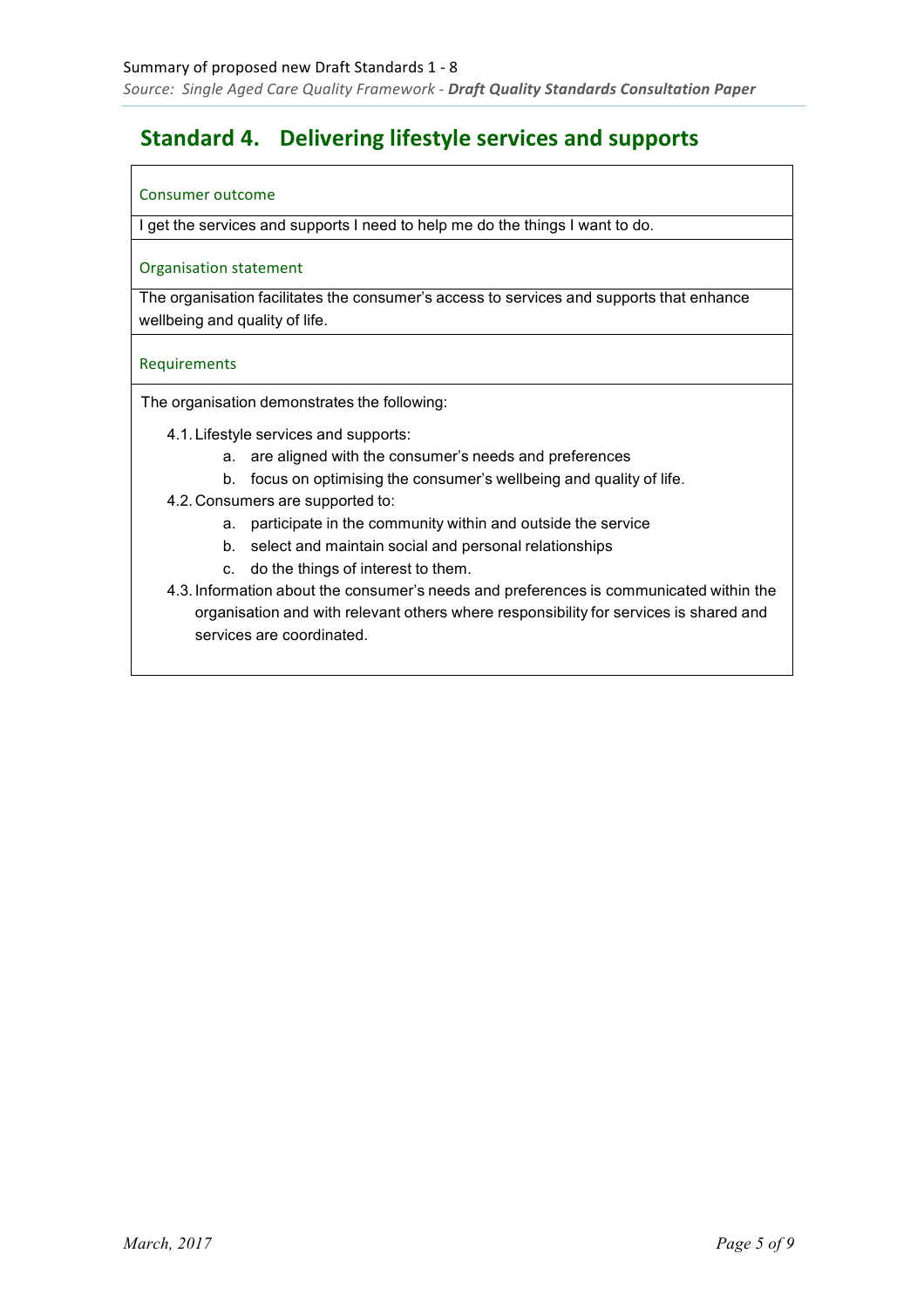## Standard 4. Delivering lifestyle services and supports

### Consumer outcome

I get the services and supports I need to help me do the things I want to do.

### Organisation statement

The organisation facilitates the consumer's access to services and supports that enhance wellbeing and quality of life.

### Requirements

The organisation demonstrates the following:

4.1. Lifestyle services and supports:
   a. are aligned with the consumer's needs and preferences
   b. focus on optimising the consumer's wellbeing and quality of life.

4.2. Consumers are supported to:
   a. participate in the community within and outside the service
   b. select and maintain social and personal relationships
   c. do the things of interest to them.

4.3. Information about the consumer's needs and preferences is communicated within the organisation and with relevant others where responsibility for services is shared and services are coordinated.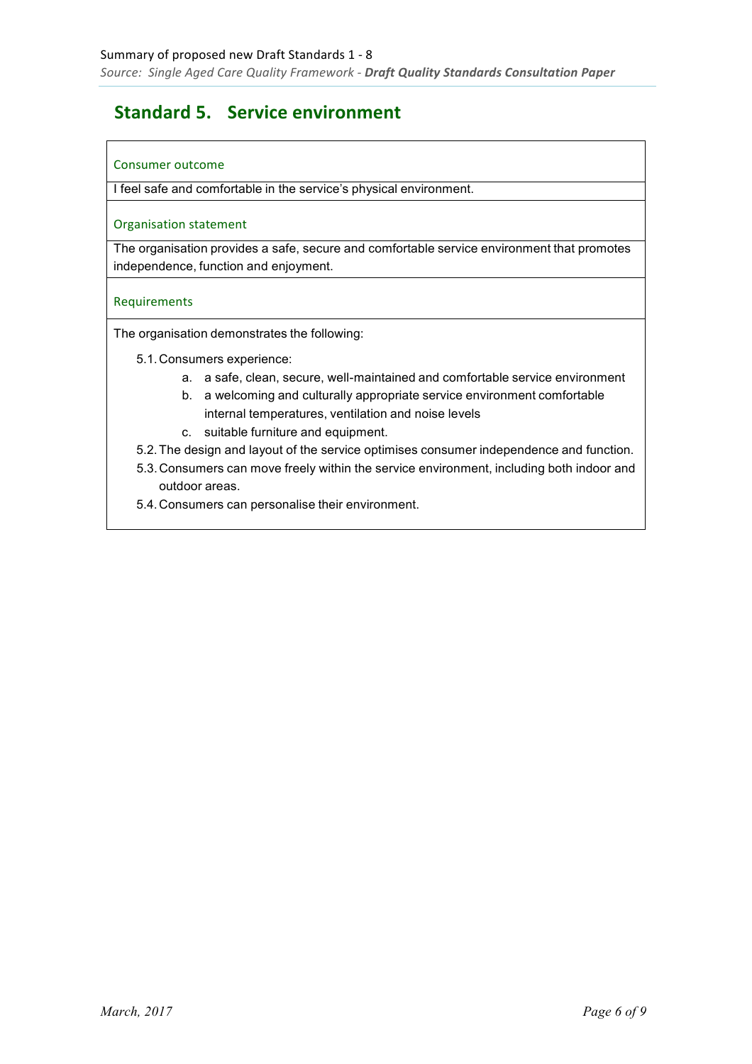## Standard 5. Service environment

### Consumer outcome

I feel safe and comfortable in the service's physical environment.

### Organisation statement

The organisation provides a safe, secure and comfortable service environment that promotes independence, function and enjoyment.

### Requirements

The organisation demonstrates the following:

5.1. Consumers experience:
   a. a safe, clean, secure, well-maintained and comfortable service environment
   b. a welcoming and culturally appropriate service environment comfortable internal temperatures, ventilation and noise levels
   c. suitable furniture and equipment.

5.2. The design and layout of the service optimises consumer independence and function.

5.3. Consumers can move freely within the service environment, including both indoor and outdoor areas.

5.4. Consumers can personalise their environment.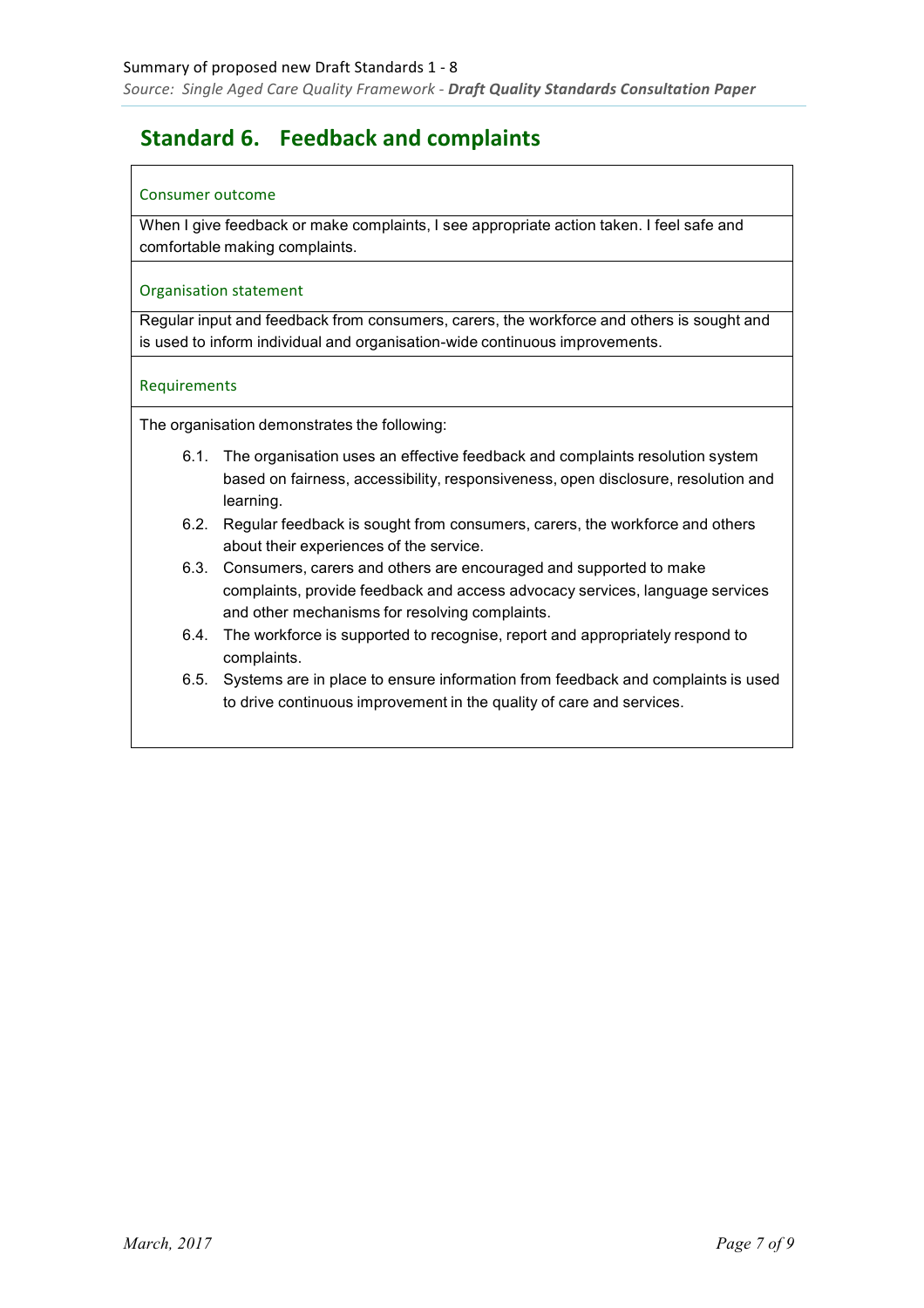## Standard 6. Feedback and complaints

### Consumer outcome

When I give feedback or make complaints, I see appropriate action taken. I feel safe and comfortable making complaints.

### Organisation statement

Regular input and feedback from consumers, carers, the workforce and others is sought and is used to inform individual and organisation-wide continuous improvements.

### Requirements

The organisation demonstrates the following:

- 6.1. The organisation uses an effective feedback and complaints resolution system based on fairness, accessibility, responsiveness, open disclosure, resolution and learning.
- 6.2. Regular feedback is sought from consumers, carers, the workforce and others about their experiences of the service.
- 6.3. Consumers, carers and others are encouraged and supported to make complaints, provide feedback and access advocacy services, language services and other mechanisms for resolving complaints.
- 6.4. The workforce is supported to recognise, report and appropriately respond to complaints.
- 6.5. Systems are in place to ensure information from feedback and complaints is used to drive continuous improvement in the quality of care and services.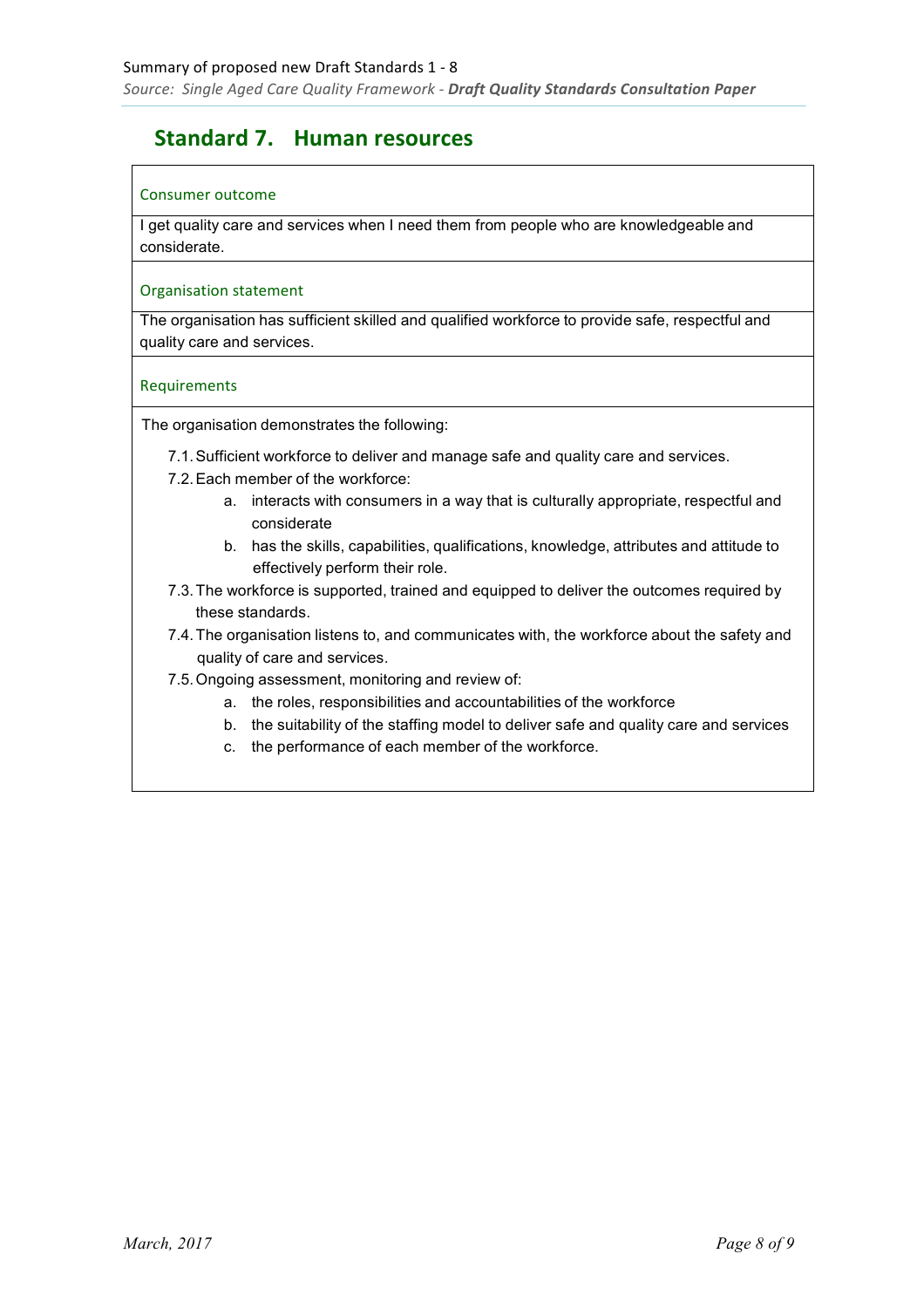## Standard 7. Human resources

### Consumer outcome

I get quality care and services when I need them from people who are knowledgeable and considerate.

### Organisation statement

The organisation has sufficient skilled and qualified workforce to provide safe, respectful and quality care and services.

### Requirements

The organisation demonstrates the following:

7.1. Sufficient workforce to deliver and manage safe and quality care and services.

7.2. Each member of the workforce:

   a. interacts with consumers in a way that is culturally appropriate, respectful and considerate

   b. has the skills, capabilities, qualifications, knowledge, attributes and attitude to effectively perform their role.

7.3. The workforce is supported, trained and equipped to deliver the outcomes required by these standards.

7.4. The organisation listens to, and communicates with, the workforce about the safety and quality of care and services.

7.5. Ongoing assessment, monitoring and review of:

   a. the roles, responsibilities and accountabilities of the workforce

   b. the suitability of the staffing model to deliver safe and quality care and services

   c. the performance of each member of the workforce.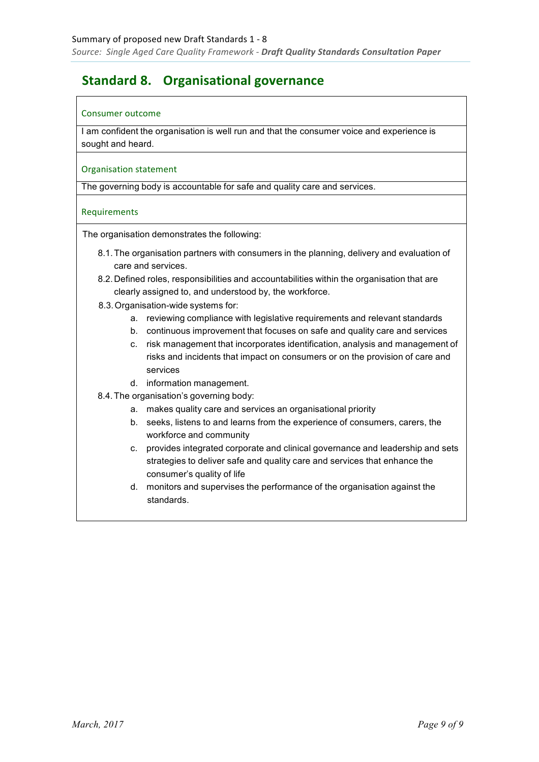## Standard 8. Organisational governance

### Consumer outcome

I am confident the organisation is well run and that the consumer voice and experience is sought and heard.

### Organisation statement

The governing body is accountable for safe and quality care and services.

### Requirements

The organisation demonstrates the following:

8.1. The organisation partners with consumers in the planning, delivery and evaluation of care and services.

8.2. Defined roles, responsibilities and accountabilities within the organisation that are clearly assigned to, and understood by, the workforce.

8.3. Organisation-wide systems for:

  a. reviewing compliance with legislative requirements and relevant standards
  b. continuous improvement that focuses on safe and quality care and services
  c. risk management that incorporates identification, analysis and management of risks and incidents that impact on consumers or on the provision of care and services
  d. information management.

8.4. The organisation's governing body:

  a. makes quality care and services an organisational priority
  b. seeks, listens to and learns from the experience of consumers, carers, the workforce and community
  c. provides integrated corporate and clinical governance and leadership and sets strategies to deliver safe and quality care and services that enhance the consumer's quality of life
  d. monitors and supervises the performance of the organisation against the standards.